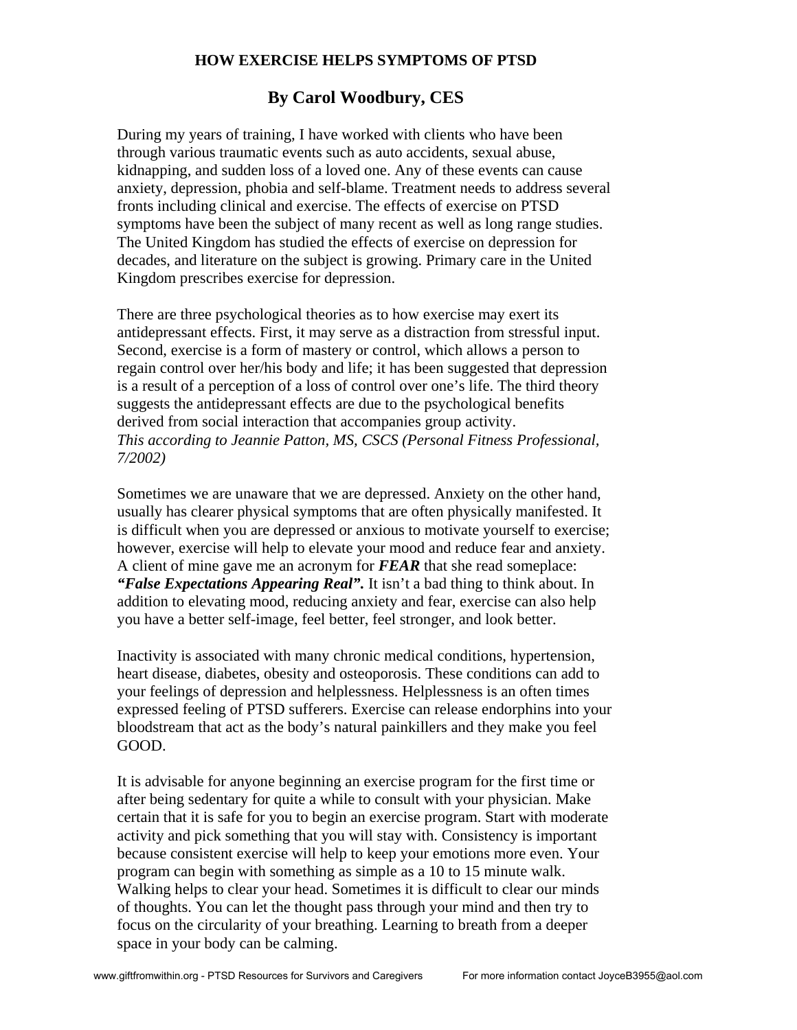# HOW EXERCISE HELPS SYMPTOMS OF PTSD

## By Carol Woodbury, CES

During my years of training, I have worked with clients who have been through various traumatic events such as auto accidents, sexual abuse, kidnapping, and sudden loss of a loved one. Any of these events can cause anxiety, depression, phobia and self-blame. Treatment needs to address several fronts including clinical and exercise. The effects of exercise on PTSD symptoms have been the subject of many recent as well as long range studies. The United Kingdom has studied the effects of exercise on depression for decades, and literature on the subject is growing. Primary care in the United Kingdom prescribes exercise for depression.

There are three psychological theories as to how exercise may exert its antidepressant effects. First, it may serve as a distraction from stressful input. Second, exercise is a form of mastery or control, which allows a person to regain control over her/his body and life; it has been suggested that depression is a result of a perception of a loss of control over one's life. The third theory suggests the antidepressant effects are due to the psychological benefits derived from social interaction that accompanies group activity.
*This according to Jeannie Patton, MS, CSCS (Personal Fitness Professional, 7/2002)*

Sometimes we are unaware that we are depressed. Anxiety on the other hand, usually has clearer physical symptoms that are often physically manifested. It is difficult when you are depressed or anxious to motivate yourself to exercise; however, exercise will help to elevate your mood and reduce fear and anxiety. A client of mine gave me an acronym for ***FEAR*** that she read someplace: ***"False Expectations Appearing Real".*** It isn't a bad thing to think about. In addition to elevating mood, reducing anxiety and fear, exercise can also help you have a better self-image, feel better, feel stronger, and look better.

Inactivity is associated with many chronic medical conditions, hypertension, heart disease, diabetes, obesity and osteoporosis. These conditions can add to your feelings of depression and helplessness. Helplessness is an often times expressed feeling of PTSD sufferers. Exercise can release endorphins into your bloodstream that act as the body's natural painkillers and they make you feel GOOD.

It is advisable for anyone beginning an exercise program for the first time or after being sedentary for quite a while to consult with your physician. Make certain that it is safe for you to begin an exercise program. Start with moderate activity and pick something that you will stay with. Consistency is important because consistent exercise will help to keep your emotions more even. Your program can begin with something as simple as a 10 to 15 minute walk. Walking helps to clear your head. Sometimes it is difficult to clear our minds of thoughts. You can let the thought pass through your mind and then try to focus on the circularity of your breathing. Learning to breath from a deeper space in your body can be calming.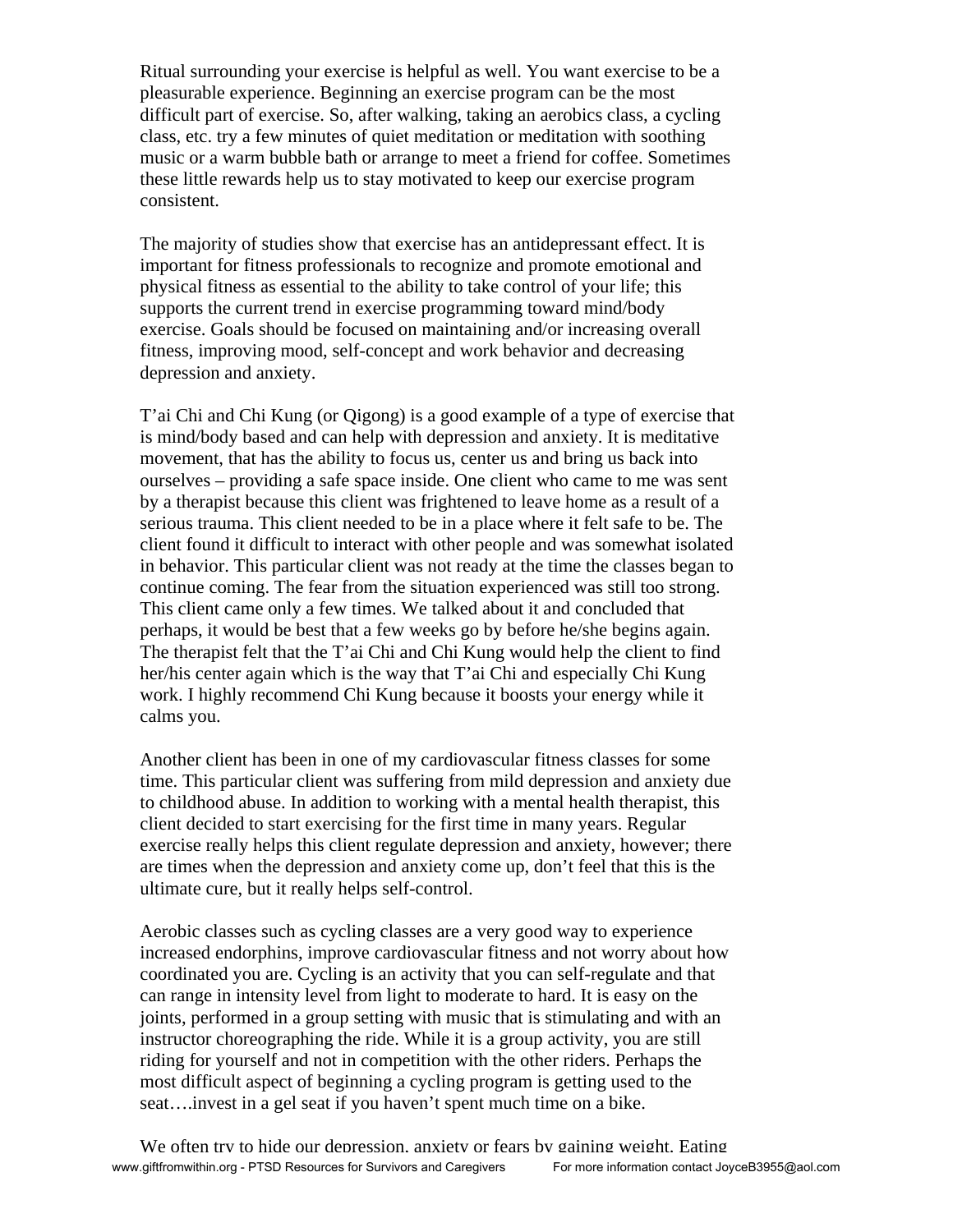Ritual surrounding your exercise is helpful as well. You want exercise to be a pleasurable experience. Beginning an exercise program can be the most difficult part of exercise. So, after walking, taking an aerobics class, a cycling class, etc. try a few minutes of quiet meditation or meditation with soothing music or a warm bubble bath or arrange to meet a friend for coffee. Sometimes these little rewards help us to stay motivated to keep our exercise program consistent.

The majority of studies show that exercise has an antidepressant effect. It is important for fitness professionals to recognize and promote emotional and physical fitness as essential to the ability to take control of your life; this supports the current trend in exercise programming toward mind/body exercise. Goals should be focused on maintaining and/or increasing overall fitness, improving mood, self-concept and work behavior and decreasing depression and anxiety.

T'ai Chi and Chi Kung (or Qigong) is a good example of a type of exercise that is mind/body based and can help with depression and anxiety. It is meditative movement, that has the ability to focus us, center us and bring us back into ourselves – providing a safe space inside. One client who came to me was sent by a therapist because this client was frightened to leave home as a result of a serious trauma. This client needed to be in a place where it felt safe to be. The client found it difficult to interact with other people and was somewhat isolated in behavior. This particular client was not ready at the time the classes began to continue coming. The fear from the situation experienced was still too strong. This client came only a few times. We talked about it and concluded that perhaps, it would be best that a few weeks go by before he/she begins again. The therapist felt that the T'ai Chi and Chi Kung would help the client to find her/his center again which is the way that T'ai Chi and especially Chi Kung work. I highly recommend Chi Kung because it boosts your energy while it calms you.

Another client has been in one of my cardiovascular fitness classes for some time. This particular client was suffering from mild depression and anxiety due to childhood abuse. In addition to working with a mental health therapist, this client decided to start exercising for the first time in many years. Regular exercise really helps this client regulate depression and anxiety, however; there are times when the depression and anxiety come up, don't feel that this is the ultimate cure, but it really helps self-control.

Aerobic classes such as cycling classes are a very good way to experience increased endorphins, improve cardiovascular fitness and not worry about how coordinated you are. Cycling is an activity that you can self-regulate and that can range in intensity level from light to moderate to hard. It is easy on the joints, performed in a group setting with music that is stimulating and with an instructor choreographing the ride. While it is a group activity, you are still riding for yourself and not in competition with the other riders. Perhaps the most difficult aspect of beginning a cycling program is getting used to the seat….invest in a gel seat if you haven't spent much time on a bike.

We often try to hide our depression, anxiety or fears by gaining weight. Eating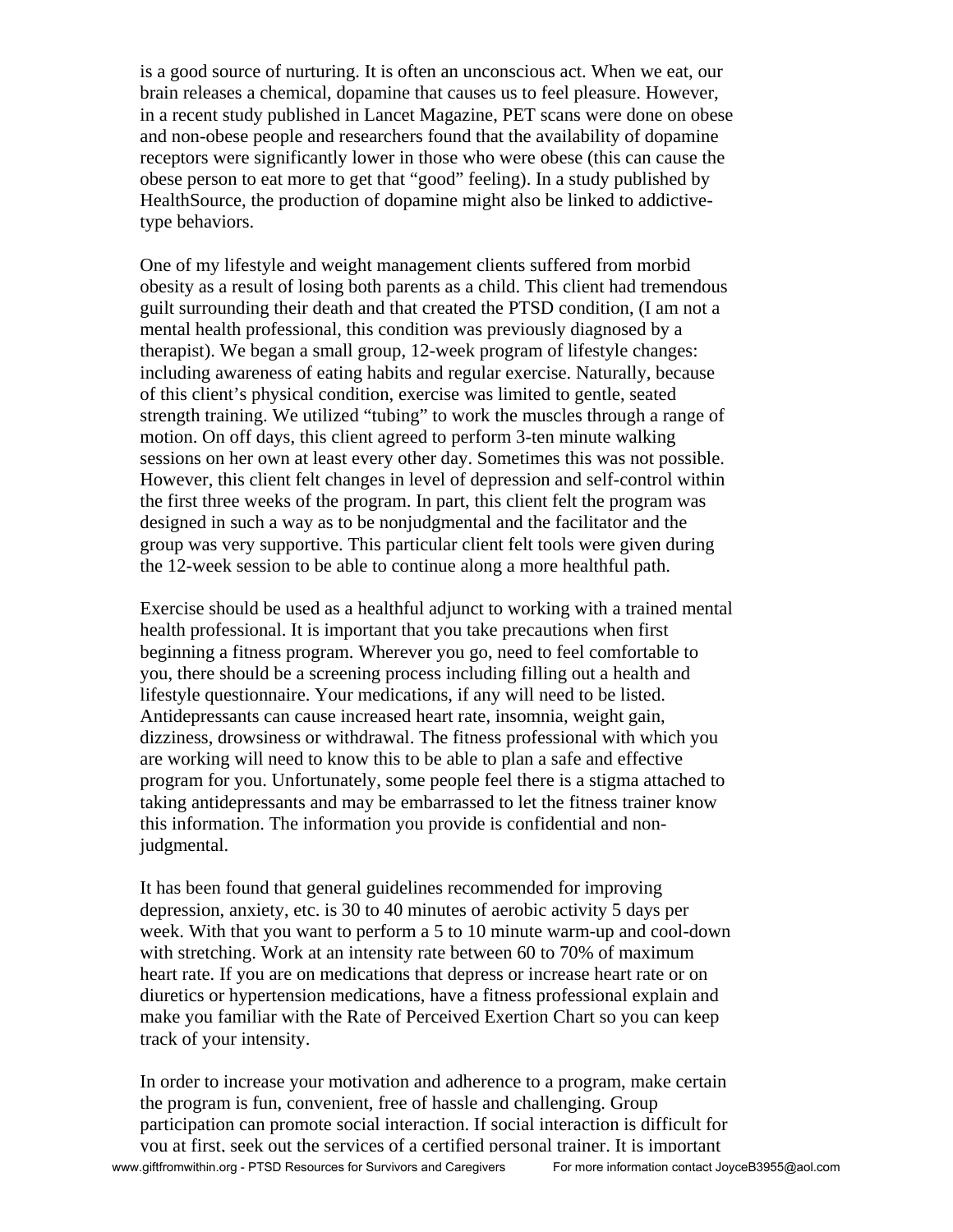is a good source of nurturing. It is often an unconscious act. When we eat, our brain releases a chemical, dopamine that causes us to feel pleasure. However, in a recent study published in Lancet Magazine, PET scans were done on obese and non-obese people and researchers found that the availability of dopamine receptors were significantly lower in those who were obese (this can cause the obese person to eat more to get that "good" feeling). In a study published by HealthSource, the production of dopamine might also be linked to addictive-type behaviors.

One of my lifestyle and weight management clients suffered from morbid obesity as a result of losing both parents as a child. This client had tremendous guilt surrounding their death and that created the PTSD condition, (I am not a mental health professional, this condition was previously diagnosed by a therapist). We began a small group, 12-week program of lifestyle changes: including awareness of eating habits and regular exercise. Naturally, because of this client's physical condition, exercise was limited to gentle, seated strength training. We utilized "tubing" to work the muscles through a range of motion. On off days, this client agreed to perform 3-ten minute walking sessions on her own at least every other day. Sometimes this was not possible. However, this client felt changes in level of depression and self-control within the first three weeks of the program. In part, this client felt the program was designed in such a way as to be nonjudgmental and the facilitator and the group was very supportive. This particular client felt tools were given during the 12-week session to be able to continue along a more healthful path.

Exercise should be used as a healthful adjunct to working with a trained mental health professional. It is important that you take precautions when first beginning a fitness program. Wherever you go, need to feel comfortable to you, there should be a screening process including filling out a health and lifestyle questionnaire. Your medications, if any will need to be listed. Antidepressants can cause increased heart rate, insomnia, weight gain, dizziness, drowsiness or withdrawal. The fitness professional with which you are working will need to know this to be able to plan a safe and effective program for you. Unfortunately, some people feel there is a stigma attached to taking antidepressants and may be embarrassed to let the fitness trainer know this information. The information you provide is confidential and non-judgmental.

It has been found that general guidelines recommended for improving depression, anxiety, etc. is 30 to 40 minutes of aerobic activity 5 days per week. With that you want to perform a 5 to 10 minute warm-up and cool-down with stretching. Work at an intensity rate between 60 to 70% of maximum heart rate. If you are on medications that depress or increase heart rate or on diuretics or hypertension medications, have a fitness professional explain and make you familiar with the Rate of Perceived Exertion Chart so you can keep track of your intensity.

In order to increase your motivation and adherence to a program, make certain the program is fun, convenient, free of hassle and challenging. Group participation can promote social interaction. If social interaction is difficult for you at first, seek out the services of a certified personal trainer. It is important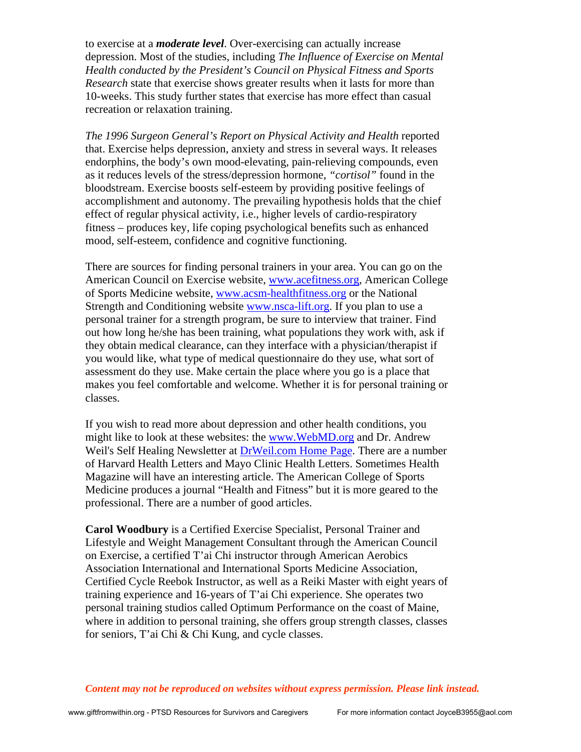to exercise at a ***moderate level***. Over-exercising can actually increase depression. Most of the studies, including *The Influence of Exercise on Mental Health conducted by the President's Council on Physical Fitness and Sports Research* state that exercise shows greater results when it lasts for more than 10-weeks. This study further states that exercise has more effect than casual recreation or relaxation training.

*The 1996 Surgeon General's Report on Physical Activity and Health* reported that. Exercise helps depression, anxiety and stress in several ways. It releases endorphins, the body's own mood-elevating, pain-relieving compounds, even as it reduces levels of the stress/depression hormone, *"cortisol"* found in the bloodstream. Exercise boosts self-esteem by providing positive feelings of accomplishment and autonomy. The prevailing hypothesis holds that the chief effect of regular physical activity, i.e., higher levels of cardio-respiratory fitness – produces key, life coping psychological benefits such as enhanced mood, self-esteem, confidence and cognitive functioning.

There are sources for finding personal trainers in your area. You can go on the American Council on Exercise website, www.acefitness.org, American College of Sports Medicine website, www.acsm-healthfitness.org or the National Strength and Conditioning website www.nsca-lift.org. If you plan to use a personal trainer for a strength program, be sure to interview that trainer. Find out how long he/she has been training, what populations they work with, ask if they obtain medical clearance, can they interface with a physician/therapist if you would like, what type of medical questionnaire do they use, what sort of assessment do they use. Make certain the place where you go is a place that makes you feel comfortable and welcome. Whether it is for personal training or classes.

If you wish to read more about depression and other health conditions, you might like to look at these websites: the www.WebMD.org and Dr. Andrew Weil's Self Healing Newsletter at DrWeil.com Home Page. There are a number of Harvard Health Letters and Mayo Clinic Health Letters. Sometimes Health Magazine will have an interesting article. The American College of Sports Medicine produces a journal "Health and Fitness" but it is more geared to the professional. There are a number of good articles.

**Carol Woodbury** is a Certified Exercise Specialist, Personal Trainer and Lifestyle and Weight Management Consultant through the American Council on Exercise, a certified T'ai Chi instructor through American Aerobics Association International and International Sports Medicine Association, Certified Cycle Reebok Instructor, as well as a Reiki Master with eight years of training experience and 16-years of T'ai Chi experience. She operates two personal training studios called Optimum Performance on the coast of Maine, where in addition to personal training, she offers group strength classes, classes for seniors, T'ai Chi & Chi Kung, and cycle classes.

***Content may not be reproduced on websites without express permission. Please link instead.***